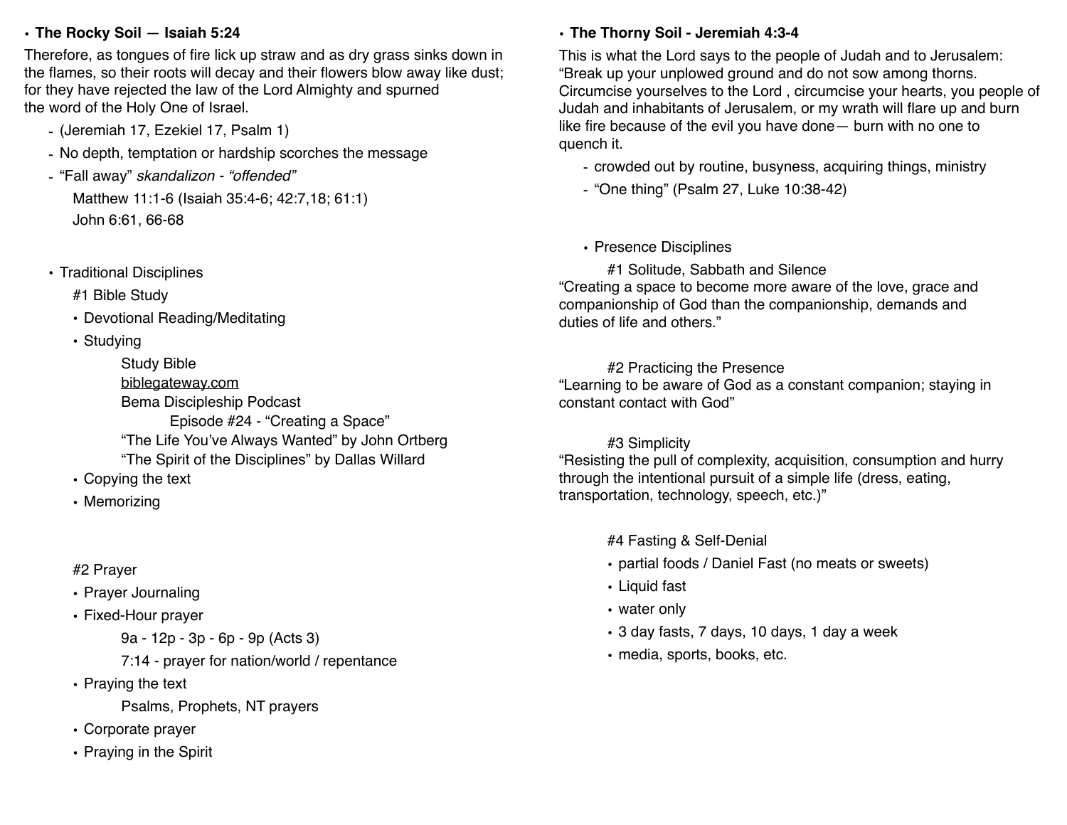- **The Rocky Soil — Isaiah 5:24**

Therefore, as tongues of fire lick up straw and as dry grass sinks down in the flames, so their roots will decay and their flowers blow away like dust; for they have rejected the law of the Lord Almighty and spurned the word of the Holy One of Israel.

  - (Jeremiah 17, Ezekiel 17, Psalm 1)
  - No depth, temptation or hardship scorches the message
  - "Fall away" *skandalizon - "offended"*
    
    Matthew 11:1-6 (Isaiah 35:4-6; 42:7,18; 61:1)
    
    John 6:61, 66-68

- Traditional Disciplines

  #1 Bible Study

  - Devotional Reading/Meditating
  - Studying
    
    Study Bible
    
    biblegateway.com
    
    Bema Discipleship Podcast
    
    Episode #24 - "Creating a Space"
    
    "The Life You've Always Wanted" by John Ortberg
    
    "The Spirit of the Disciplines" by Dallas Willard
  - Copying the text
  - Memorizing

  #2 Prayer

  - Prayer Journaling
  - Fixed-Hour prayer
    
    9a - 12p - 3p - 6p - 9p (Acts 3)
    
    7:14 - prayer for nation/world / repentance
  - Praying the text
    
    Psalms, Prophets, NT prayers
  - Corporate prayer
  - Praying in the Spirit

- **The Thorny Soil - Jeremiah 4:3-4**

This is what the Lord says to the people of Judah and to Jerusalem: "Break up your unplowed ground and do not sow among thorns. Circumcise yourselves to the Lord , circumcise your hearts, you people of Judah and inhabitants of Jerusalem, or my wrath will flare up and burn like fire because of the evil you have done— burn with no one to quench it.

  - crowded out by routine, busyness, acquiring things, ministry
  - "One thing" (Psalm 27, Luke 10:38-42)

- Presence Disciplines

  #1 Solitude, Sabbath and Silence

"Creating a space to become more aware of the love, grace and companionship of God than the companionship, demands and duties of life and others."

  #2 Practicing the Presence

"Learning to be aware of God as a constant companion; staying in constant contact with God"

  #3 Simplicity

"Resisting the pull of complexity, acquisition, consumption and hurry through the intentional pursuit of a simple life (dress, eating, transportation, technology, speech, etc.)"

  #4 Fasting & Self-Denial

  - partial foods / Daniel Fast (no meats or sweets)
  - Liquid fast
  - water only
  - 3 day fasts, 7 days, 10 days, 1 day a week
  - media, sports, books, etc.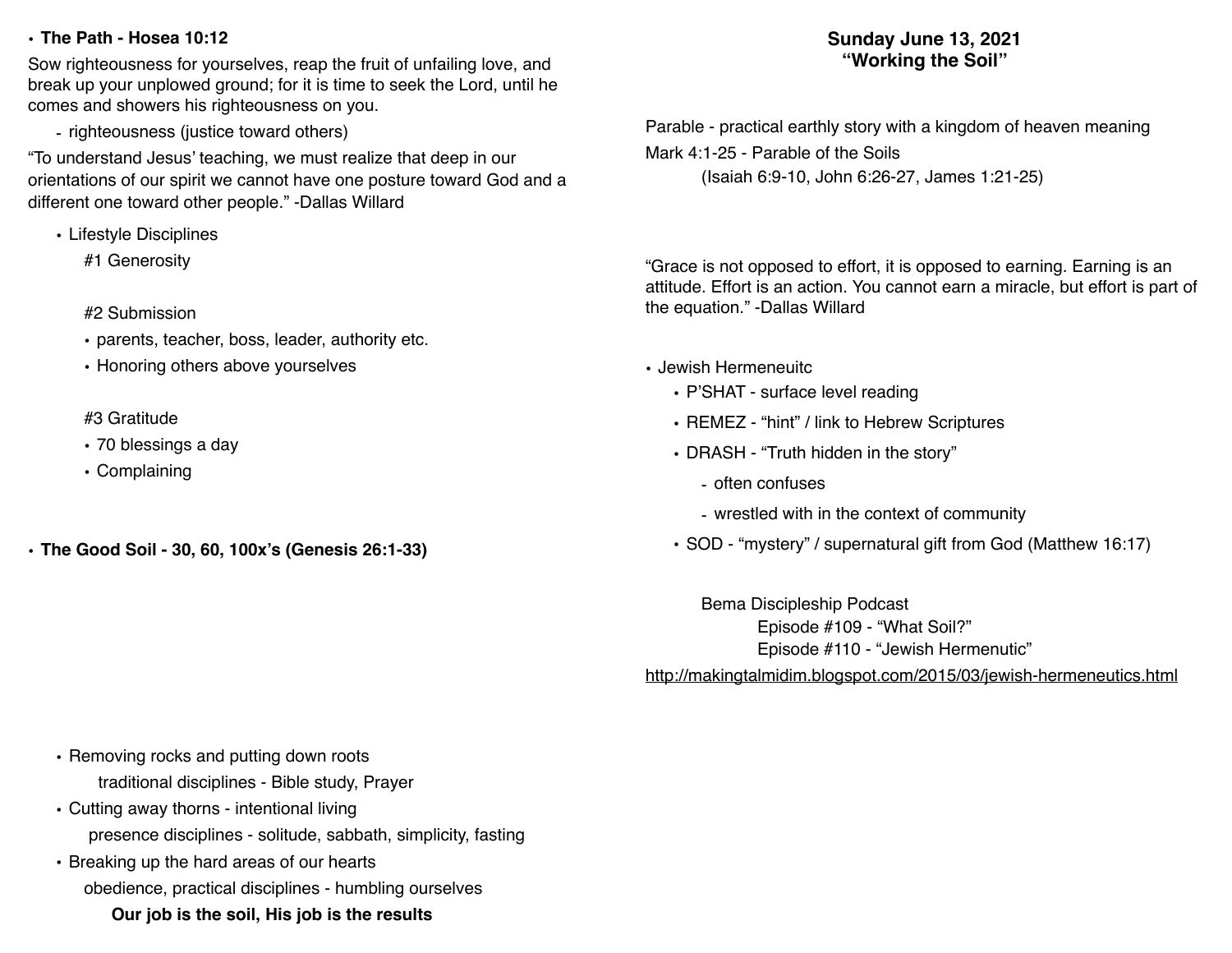# Sunday June 13, 2021
## "Working the Soil"

Parable - practical earthly story with a kingdom of heaven meaning

Mark 4:1-25 - Parable of the Soils

(Isaiah 6:9-10, John 6:26-27, James 1:21-25)

"Grace is not opposed to effort, it is opposed to earning. Earning is an attitude. Effort is an action. You cannot earn a miracle, but effort is part of the equation." -Dallas Willard

- Jewish Hermeneuitc
  - P'SHAT - surface level reading
  - REMEZ - "hint" / link to Hebrew Scriptures
  - DRASH - "Truth hidden in the story"
    - often confuses
    - wrestled with in the context of community
  - SOD - "mystery" / supernatural gift from God (Matthew 16:17)

Bema Discipleship Podcast

Episode #109 - "What Soil?"

Episode #110 - "Jewish Hermenutic"

http://makingtalmidim.blogspot.com/2015/03/jewish-hermeneutics.html

- **The Path - Hosea 10:12**

Sow righteousness for yourselves, reap the fruit of unfailing love, and break up your unplowed ground; for it is time to seek the Lord, until he comes and showers his righteousness on you.

- righteousness (justice toward others)

"To understand Jesus' teaching, we must realize that deep in our orientations of our spirit we cannot have one posture toward God and a different one toward other people." -Dallas Willard

- Lifestyle Disciplines

  #1 Generosity

  #2 Submission
  - parents, teacher, boss, leader, authority etc.
  - Honoring others above yourselves

  #3 Gratitude
  - 70 blessings a day
  - Complaining

- **The Good Soil - 30, 60, 100x's (Genesis 26:1-33)**

- Removing rocks and putting down roots

  traditional disciplines - Bible study, Prayer
- Cutting away thorns - intentional living

  presence disciplines - solitude, sabbath, simplicity, fasting
- Breaking up the hard areas of our hearts

  obedience, practical disciplines - humbling ourselves

  **Our job is the soil, His job is the results**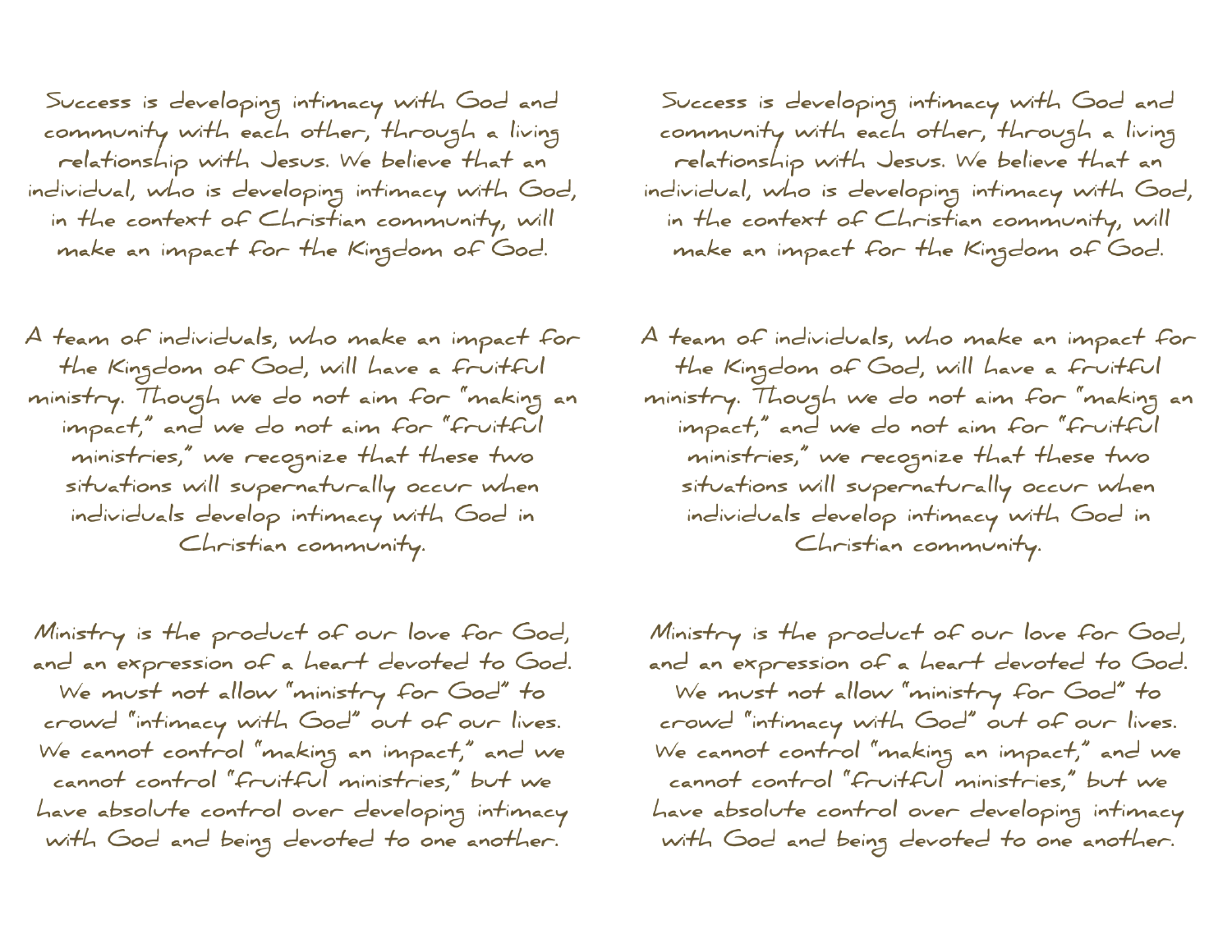Success is developing intimacy with God and community with each other, through a living relationship with Jesus. We believe that an individual, who is developing intimacy with God, in the context of Christian community, will make an impact for the Kingdom of God.

A team of individuals, who make an impact for the Kingdom of God, will have a fruitful ministry. Though we do not aim for "making an impact," and we do not aim for "fruitful ministries," we recognize that these two situations will supernaturally occur when individuals develop intimacy with God in Christian community.

Ministry is the product of our love for God, and an expression of a heart devoted to God. We must not allow "ministry for God" to crowd "intimacy with God" out of our lives. We cannot control "making an impact," and we cannot control "fruitful ministries," but we have absolute control over developing intimacy with God and being devoted to one another.

Success is developing intimacy with God and community with each other, through a living relationship with Jesus. We believe that an individual, who is developing intimacy with God, in the context of Christian community, will make an impact for the Kingdom of God.

A team of individuals, who make an impact for the Kingdom of God, will have a fruitful ministry. Though we do not aim for "making an impact," and we do not aim for "fruitful ministries," we recognize that these two situations will supernaturally occur when individuals develop intimacy with God in Christian community.

Ministry is the product of our love for God, and an expression of a heart devoted to God. We must not allow "ministry for God" to crowd "intimacy with God" out of our lives. We cannot control "making an impact," and we cannot control "fruitful ministries," but we have absolute control over developing intimacy with God and being devoted to one another.